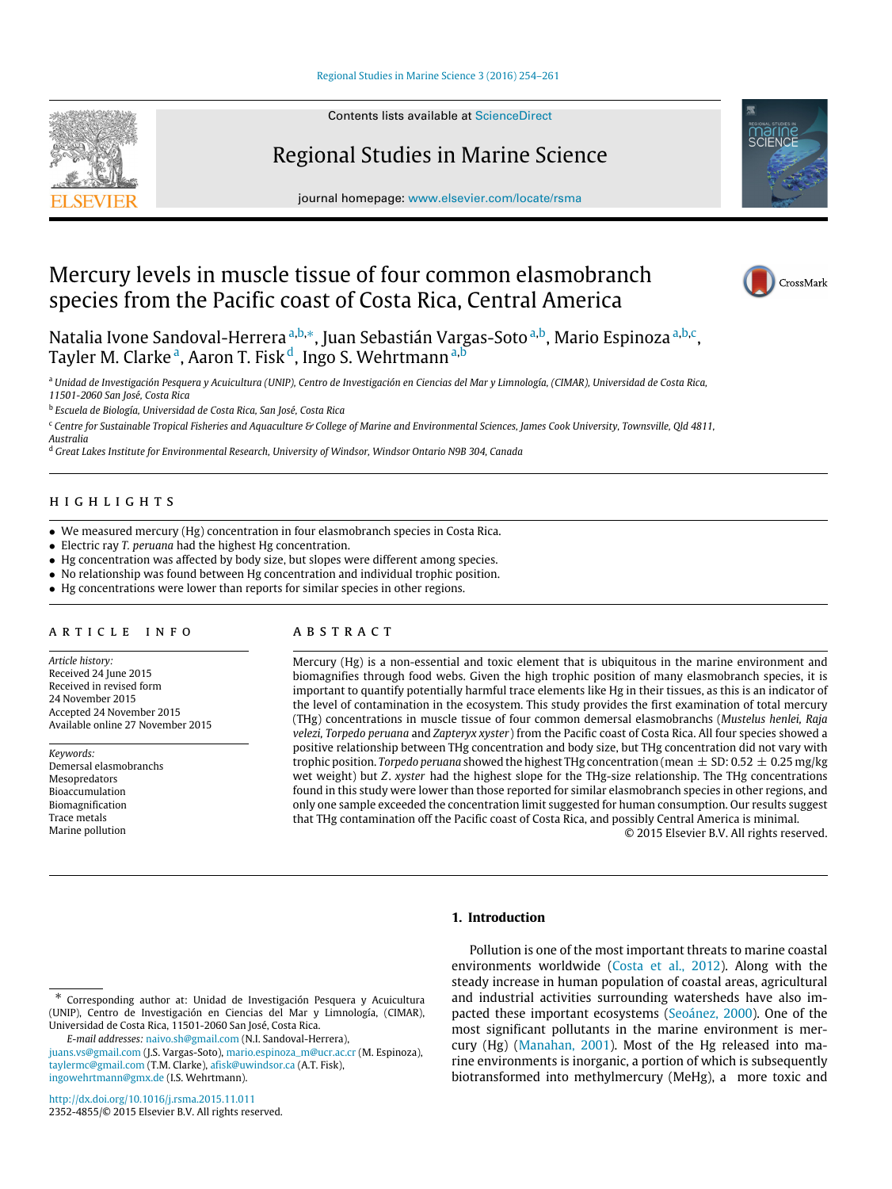Contents lists available at ScienceDirect

Regional Studies in Marine Science

journal homepage: www.elsevier.com/locate/rsma

# Mercury levels in muscle tissue of four common elasmobranch species from the Pacific coast of Costa Rica, Central America

Natalia Ivone Sandoval-Herrera [a,b,*], Juan Sebastián Vargas-Soto [a,b], Mario Espinoza [a,b,c], Tayler M. Clarke [a], Aaron T. Fisk [d], Ingo S. Wehrtmann [a,b]

[a] *Unidad de Investigación Pesquera y Acuicultura (UNIP), Centro de Investigación en Ciencias del Mar y Limnología, (CIMAR), Universidad de Costa Rica, 11501-2060 San José, Costa Rica*

[b] *Escuela de Biología, Universidad de Costa Rica, San José, Costa Rica*

[c] *Centre for Sustainable Tropical Fisheries and Aquaculture & College of Marine and Environmental Sciences, James Cook University, Townsville, Qld 4811, Australia*

[d] *Great Lakes Institute for Environmental Research, University of Windsor, Windsor Ontario N9B 3P4, Canada*

## HIGHLIGHTS

- We measured mercury (Hg) concentration in four elasmobranch species in Costa Rica.
- Electric ray *T. peruana* had the highest Hg concentration.
- Hg concentration was affected by body size, but slopes were different among species.
- No relationship was found between Hg concentration and individual trophic position.
- Hg concentrations were lower than reports for similar species in other regions.

## ARTICLE INFO

*Article history:*
Received 24 June 2015
Received in revised form
24 November 2015
Accepted 24 November 2015
Available online 27 November 2015

*Keywords:*
Demersal elasmobranchs
Mesopredators
Bioaccumulation
Biomagnification
Trace metals
Marine pollution

## ABSTRACT

Mercury (Hg) is a non-essential and toxic element that is ubiquitous in the marine environment and biomagnifies through food webs. Given the high trophic position of many elasmobranch species, it is important to quantify potentially harmful trace elements like Hg in their tissues, as this is an indicator of the level of contamination in the ecosystem. This study provides the first examination of total mercury (THg) concentrations in muscle tissue of four common demersal elasmobranchs (*Mustelus henlei, Raja velezi, Torpedo peruana* and *Zapteryx xyster*) from the Pacific coast of Costa Rica. All four species showed a positive relationship between THg concentration and body size, but THg concentration did not vary with trophic position. *Torpedo peruana* showed the highest THg concentration (mean ± SD: 0.52 ± 0.25 mg/kg wet weight) but *Z. xyster* had the highest slope for the THg-size relationship. The THg concentrations found in this study were lower than those reported for similar elasmobranch species in other regions, and only one sample exceeded the concentration limit suggested for human consumption. Our results suggest that THg contamination off the Pacific coast of Costa Rica, and possibly Central America is minimal.

© 2015 Elsevier B.V. All rights reserved.

## 1. Introduction

Pollution is one of the most important threats to marine coastal environments worldwide (Costa et al., 2012). Along with the steady increase in human population of coastal areas, agricultural and industrial activities surrounding watersheds have also impacted these important ecosystems (Seoánez, 2000). One of the most significant pollutants in the marine environment is mercury (Hg) (Manahan, 2001). Most of the Hg released into marine environments is inorganic, a portion of which is subsequently biotransformed into methylmercury (MeHg), a more toxic and

* Corresponding author at: Unidad de Investigación Pesquera y Acuicultura (UNIP), Centro de Investigación en Ciencias del Mar y Limnología, (CIMAR), Universidad de Costa Rica, 11501-2060 San José, Costa Rica.

*E-mail addresses:* naivo.sh@gmail.com (N.I. Sandoval-Herrera), juans.vs@gmail.com (J.S. Vargas-Soto), mario.espinoza_m@ucr.ac.cr (M. Espinoza), taylermc@gmail.com (T.M. Clarke), afisk@uwindsor.ca (A.T. Fisk), ingowehrtmann@gmx.de (I.S. Wehrtmann).

http://dx.doi.org/10.1016/j.rsma.2015.11.011
2352-4855/© 2015 Elsevier B.V. All rights reserved.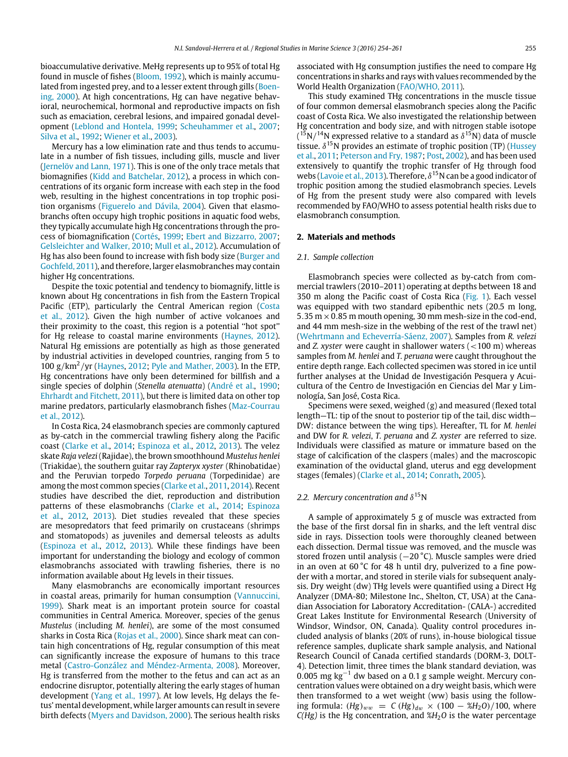bioaccumulative derivative. MeHg represents up to 95% of total Hg found in muscle of fishes (Bloom, 1992), which is mainly accumulated from ingested prey, and to a lesser extent through gills (Boening, 2000). At high concentrations, Hg can have negative behavioral, neurochemical, hormonal and reproductive impacts on fish such as emaciation, cerebral lesions, and impaired gonadal development (Leblond and Hontela, 1999; Scheuhammer et al., 2007; Silva et al., 1992; Wiener et al., 2003).

Mercury has a low elimination rate and thus tends to accumulate in a number of fish tissues, including gills, muscle and liver (Jernelöv and Lann, 1971). This is one of the only trace metals that biomagnifies (Kidd and Batchelar, 2012), a process in which concentrations of its organic form increase with each step in the food web, resulting in the highest concentrations in top trophic position organisms (Figuerelo and Dávila, 2004). Given that elasmobranchs often occupy high trophic positions in aquatic food webs, they typically accumulate high Hg concentrations through the process of biomagnification (Cortés, 1999; Ebert and Bizzarro, 2007; Gelsleichter and Walker, 2010; Mull et al., 2012). Accumulation of Hg has also been found to increase with fish body size (Burger and Gochfeld, 2011), and therefore, larger elasmobranches may contain higher Hg concentrations.

Despite the toxic potential and tendency to biomagnify, little is known about Hg concentrations in fish from the Eastern Tropical Pacific (ETP), particularly the Central American region (Costa et al., 2012). Given the high number of active volcanoes and their proximity to the coast, this region is a potential "hot spot" for Hg release to coastal marine environments (Haynes, 2012). Natural Hg emissions are potentially as high as those generated by industrial activities in developed countries, ranging from 5 to 100 g/km$^2$/yr (Haynes, 2012; Pyle and Mather, 2003). In the ETP, Hg concentrations have only been determined for billfish and a single species of dolphin (*Stenella atenuatta*) (André et al., 1990; Ehrhardt and Fitchett, 2011), but there is limited data on other top marine predators, particularly elasmobranch fishes (Maz-Courrau et al., 2012).

In Costa Rica, 24 elasmobranch species are commonly captured as by-catch in the commercial trawling fishery along the Pacific coast (Clarke et al., 2014; Espinoza et al., 2012, 2013). The velez skate *Raja velezi* (Rajidae), the brown smoothhound *Mustelus henlei* (Triakidae), the southern guitar ray *Zapteryx xyster* (Rhinobatidae) and the Peruvian torpedo *Torpedo peruana* (Torpedinidae) are among the most common species (Clarke et al., 2011, 2014). Recent studies have described the diet, reproduction and distribution patterns of these elasmobranchs (Clarke et al., 2014; Espinoza et al., 2012, 2013). Diet studies revealed that these species are mesopredators that feed primarily on crustaceans (shrimps and stomatopods) as juveniles and demersal teleosts as adults (Espinoza et al., 2012, 2013). While these findings have been important for understanding the biology and ecology of common elasmobranchs associated with trawling fisheries, there is no information available about Hg levels in their tissues.

Many elasmobranchs are economically important resources in coastal areas, primarily for human consumption (Vannuccini, 1999). Shark meat is an important protein source for coastal communities in Central America. Moreover, species of the genus *Mustelus* (including *M. henlei*), are some of the most consumed sharks in Costa Rica (Rojas et al., 2000). Since shark meat can contain high concentrations of Hg, regular consumption of this meat can significantly increase the exposure of humans to this trace metal (Castro-González and Méndez-Armenta, 2008). Moreover, Hg is transferred from the mother to the fetus and can act as an endocrine disruptor, potentially altering the early stages of human development (Yang et al., 1997). At low levels, Hg delays the fetus' mental development, while larger amounts can result in severe birth defects (Myers and Davidson, 2000). The serious health risks associated with Hg consumption justifies the need to compare Hg concentrations in sharks and rays with values recommended by the World Health Organization (FAO/WHO, 2011).

This study examined THg concentrations in the muscle tissue of four common demersal elasmobranch species along the Pacific coast of Costa Rica. We also investigated the relationship between Hg concentration and body size, and with nitrogen stable isotope ($^{15}N/^{14}N$ expressed relative to a standard as $\delta^{15}N$) data of muscle tissue. $\delta^{15}N$ provides an estimate of trophic position (TP) (Hussey et al., 2011; Peterson and Fry, 1987; Post, 2002), and has been used extensively to quantify the trophic transfer of Hg through food webs (Lavoie et al., 2013). Therefore, $\delta^{15}N$ can be a good indicator of trophic position among the studied elasmobranch species. Levels of Hg from the present study were also compared with levels recommended by FAO/WHO to assess potential health risks due to elasmobranch consumption.

## 2. Materials and methods

### 2.1. Sample collection

Elasmobranch species were collected as by-catch from commercial trawlers (2010–2011) operating at depths between 18 and 350 m along the Pacific coast of Costa Rica (Fig. 1). Each vessel was equipped with two standard epibenthic nets (20.5 m long, 5.35 m × 0.85 m mouth opening, 30 mm mesh-size in the cod-end, and 44 mm mesh-size in the webbing of the rest of the trawl net) (Wehrtmann and Echeverría-Sáenz, 2007). Samples from *R. velezi* and *Z. xyster* were caught in shallower waters (<100 m) whereas samples from *M. henlei* and *T. peruana* were caught throughout the entire depth range. Each collected specimen was stored in ice until further analyses at the Unidad de Investigación Pesquera y Acuicultura of the Centro de Investigación en Ciencias del Mar y Limnología, San José, Costa Rica.

Specimens were sexed, weighed (g) and measured (flexed total length—TL: tip of the snout to posterior tip of the tail, disc width—DW: distance between the wing tips). Hereafter, TL for *M. henlei* and DW for *R. velezi*, *T. peruana* and *Z. xyster* are referred to size. Individuals were classified as mature or immature based on the stage of calcification of the claspers (males) and the macroscopic examination of the oviductal gland, uterus and egg development stages (females) (Clarke et al., 2014; Conrath, 2005).

### 2.2. Mercury concentration and $\delta^{15}N$

A sample of approximately 5 g of muscle was extracted from the base of the first dorsal fin in sharks, and the left ventral disc side in rays. Dissection tools were thoroughly cleaned between each dissection. Dermal tissue was removed, and the muscle was stored frozen until analysis (−20 °C). Muscle samples were dried in an oven at 60 °C for 48 h until dry, pulverized to a fine powder with a mortar, and stored in sterile vials for subsequent analysis. Dry weight (dw) THg levels were quantified using a Direct Hg Analyzer (DMA-80; Milestone Inc., Shelton, CT, USA) at the Canadian Association for Laboratory Accreditation- (CALA-) accredited Great Lakes Institute for Environmental Research (University of Windsor, Windsor, ON, Canada). Quality control procedures included analysis of blanks (20% of runs), in-house biological tissue reference samples, duplicate shark sample analysis, and National Research Council of Canada certified standards (DORM-3, DOLT-4). Detection limit, three times the blank standard deviation, was 0.005 mg kg$^{-1}$ dw based on a 0.1 g sample weight. Mercury concentration values were obtained on a dry weight basis, which were then transformed to a wet weight (ww) basis using the following formula: $(Hg)_{ww} = C\,(Hg)_{dw} \times (100 - \%H_2O)/100$, where *C(Hg)* is the Hg concentration, and *%H$_2$O* is the water percentage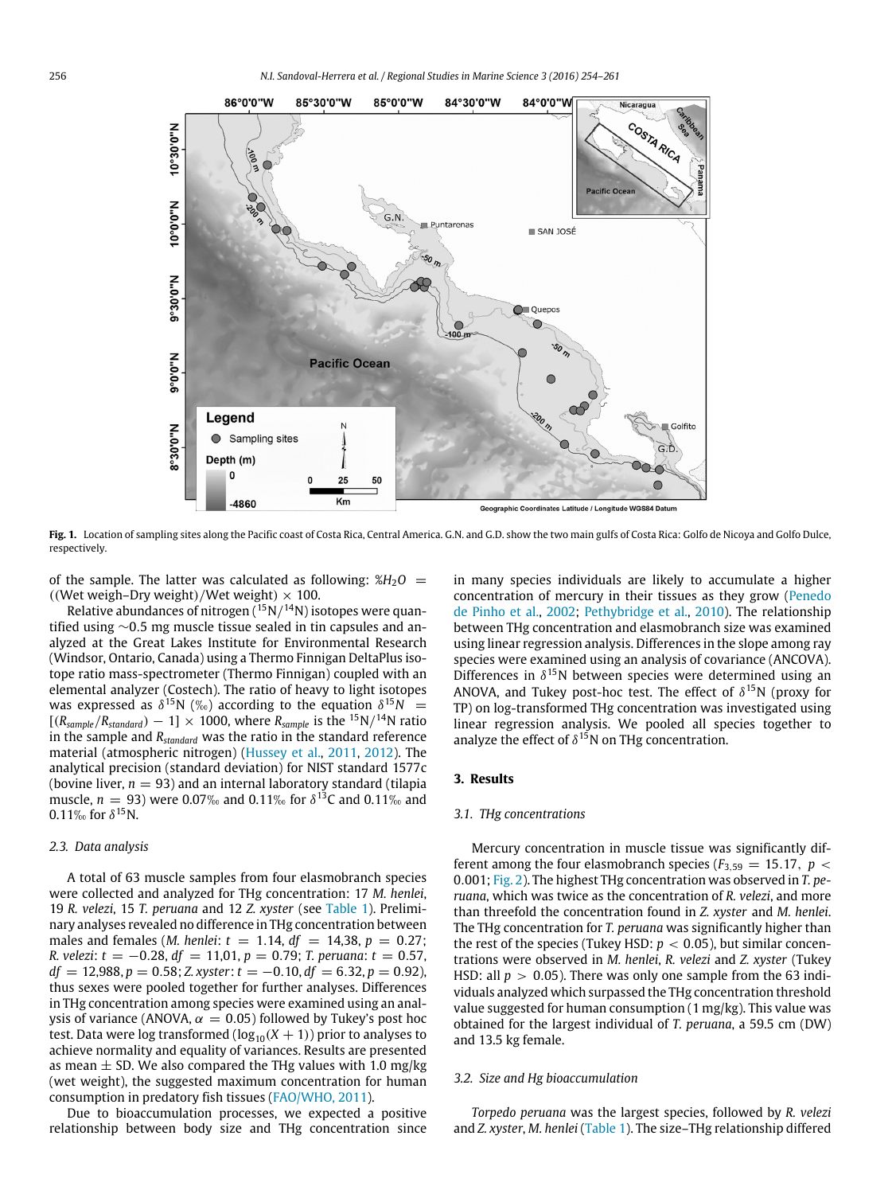Fig. 1. Location of sampling sites along the Pacific coast of Costa Rica, Central America. G.N. and G.D. show the two main gulfs of Costa Rica: Golfo de Nicoya and Golfo Dulce, respectively.

of the sample. The latter was calculated as following: $\%H_2O$ = ((Wet weigh–Dry weight)/Wet weight) × 100.

Relative abundances of nitrogen ($^{15}N/^{14}N$) isotopes were quantified using ∼0.5 mg muscle tissue sealed in tin capsules and analyzed at the Great Lakes Institute for Environmental Research (Windsor, Ontario, Canada) using a Thermo Finnigan DeltaPlus isotope ratio mass-spectrometer (Thermo Finnigan) coupled with an elemental analyzer (Costech). The ratio of heavy to light isotopes was expressed as $\delta^{15}N$ (‰) according to the equation $\delta^{15}N = [(R_{sample}/R_{standard}) - 1] \times 1000$, where $R_{sample}$ is the $^{15}N/^{14}N$ ratio in the sample and $R_{standard}$ was the ratio in the standard reference material (atmospheric nitrogen) (Hussey et al., 2011, 2012). The analytical precision (standard deviation) for NIST standard 1577c (bovine liver, $n = 93$) and an internal laboratory standard (tilapia muscle, $n = 93$) were 0.07‰ and 0.11‰ for $\delta^{13}C$ and 0.11‰ and 0.11‰ for $\delta^{15}N$.

### 2.3. Data analysis

A total of 63 muscle samples from four elasmobranch species were collected and analyzed for THg concentration: 17 *M. henlei*, 19 *R. velezi*, 15 *T. peruana* and 12 *Z. xyster* (see Table 1). Preliminary analyses revealed no difference in THg concentration between males and females (*M. henlei*: $t = 1.14$, $df = 14{,}38$, $p = 0.27$; *R. velezi*: $t = -0.28$, $df = 11{,}01$, $p = 0.79$; *T. peruana*: $t = 0.57$, $df = 12{,}988$, $p = 0.58$; *Z. xyster*: $t = -0.10$, $df = 6.32$, $p = 0.92$), thus sexes were pooled together for further analyses. Differences in THg concentration among species were examined using an analysis of variance (ANOVA, $\alpha = 0.05$) followed by Tukey's post hoc test. Data were log transformed ($\log_{10}(X + 1)$) prior to analyses to achieve normality and equality of variances. Results are presented as mean ± SD. We also compared the THg values with 1.0 mg/kg (wet weight), the suggested maximum concentration for human consumption in predatory fish tissues (FAO/WHO, 2011).

Due to bioaccumulation processes, we expected a positive relationship between body size and THg concentration since in many species individuals are likely to accumulate a higher concentration of mercury in their tissues as they grow (Penedo de Pinho et al., 2002; Pethybridge et al., 2010). The relationship between THg concentration and elasmobranch size was examined using linear regression analysis. Differences in the slope among ray species were examined using an analysis of covariance (ANCOVA). Differences in $\delta^{15}N$ between species were determined using an ANOVA, and Tukey post-hoc test. The effect of $\delta^{15}N$ (proxy for TP) on log-transformed THg concentration was investigated using linear regression analysis. We pooled all species together to analyze the effect of $\delta^{15}N$ on THg concentration.

## 3. Results

### 3.1. THg concentrations

Mercury concentration in muscle tissue was significantly different among the four elasmobranch species ($F_{3,59} = 15.17$, $p < 0.001$; Fig. 2). The highest THg concentration was observed in *T. peruana*, which was twice as the concentration of *R. velezi*, and more than threefold the concentration found in *Z. xyster* and *M. henlei*. The THg concentration for *T. peruana* was significantly higher than the rest of the species (Tukey HSD: $p < 0.05$), but similar concentrations were observed in *M. henlei*, *R. velezi* and *Z. xyster* (Tukey HSD: all $p > 0.05$). There was only one sample from the 63 individuals analyzed which surpassed the THg concentration threshold value suggested for human consumption (1 mg/kg). This value was obtained for the largest individual of *T. peruana*, a 59.5 cm (DW) and 13.5 kg female.

### 3.2. Size and Hg bioaccumulation

*Torpedo peruana* was the largest species, followed by *R. velezi* and *Z. xyster*, *M. henlei* (Table 1). The size–THg relationship differed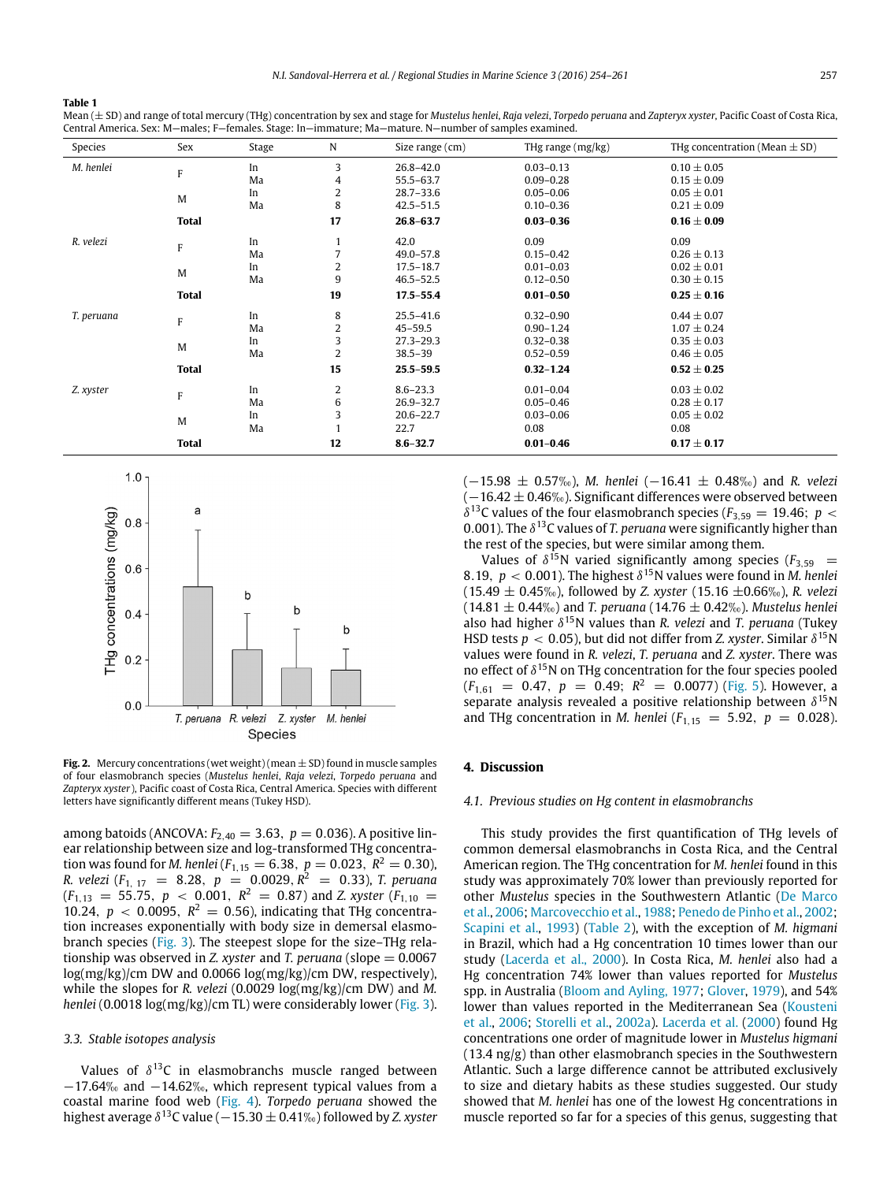**Table 1**
Mean (± SD) and range of total mercury (THg) concentration by sex and stage for *Mustelus henlei*, *Raja velezi*, *Torpedo peruana* and *Zapteryx xyster*, Pacific Coast of Costa Rica, Central America. Sex: M—males; F—females. Stage: In—immature; Ma—mature. N—number of samples examined.

| Species | Sex | Stage | N | Size range (cm) | THg range (mg/kg) | THg concentration (Mean ± SD) |
|---|---|---|---|---|---|---|
| *M. henlei* | F | In | 3 | 26.8–42.0 | 0.03–0.13 | 0.10 ± 0.05 |
| | | Ma | 4 | 55.5–63.7 | 0.09–0.28 | 0.15 ± 0.09 |
| | M | In | 2 | 28.7–33.6 | 0.05–0.06 | 0.05 ± 0.01 |
| | | Ma | 8 | 42.5–51.5 | 0.10–0.36 | 0.21 ± 0.09 |
| | **Total** | | **17** | **26.8–63.7** | **0.03–0.36** | **0.16 ± 0.09** |
| *R. velezi* | F | In | 1 | 42.0 | 0.09 | 0.09 |
| | | Ma | 7 | 49.0–57.8 | 0.15–0.42 | 0.26 ± 0.13 |
| | M | In | 2 | 17.5–18.7 | 0.01–0.03 | 0.02 ± 0.01 |
| | | Ma | 9 | 46.5–52.5 | 0.12–0.50 | 0.30 ± 0.15 |
| | **Total** | | **19** | **17.5–55.4** | **0.01–0.50** | **0.25 ± 0.16** |
| *T. peruana* | F | In | 8 | 25.5–41.6 | 0.32–0.90 | 0.44 ± 0.07 |
| | | Ma | 2 | 45–59.5 | 0.90–1.24 | 1.07 ± 0.24 |
| | M | In | 3 | 27.3–29.3 | 0.32–0.38 | 0.35 ± 0.03 |
| | | Ma | 2 | 38.5–39 | 0.52–0.59 | 0.46 ± 0.05 |
| | **Total** | | **15** | **25.5–59.5** | **0.32–1.24** | **0.52 ± 0.25** |
| *Z. xyster* | F | In | 2 | 8.6–23.3 | 0.01–0.04 | 0.03 ± 0.02 |
| | | Ma | 6 | 26.9–32.7 | 0.05–0.46 | 0.28 ± 0.17 |
| | M | In | 3 | 20.6–22.7 | 0.03–0.06 | 0.05 ± 0.02 |
| | | Ma | 1 | 22.7 | 0.08 | 0.08 |
| | **Total** | | **12** | **8.6–32.7** | **0.01–0.46** | **0.17 ± 0.17** |

**Fig. 2.** Mercury concentrations (wet weight) (mean ± SD) found in muscle samples of four elasmobranch species (*Mustelus henlei*, *Raja velezi*, *Torpedo peruana* and *Zapteryx xyster*), Pacific coast of Costa Rica, Central America. Species with different letters have significantly different means (Tukey HSD).

among batoids (ANCOVA: $F_{2,40} = 3.63$, $p = 0.036$). A positive linear relationship between size and log-transformed THg concentration was found for *M. henlei* ($F_{1,15} = 6.38$, $p = 0.023$, $R^2 = 0.30$), *R. velezi* ($F_{1,17} = 8.28$, $p = 0.0029$, $R^2 = 0.33$), *T. peruana* ($F_{1,13} = 55.75$, $p < 0.001$, $R^2 = 0.87$) and *Z. xyster* ($F_{1,10} = 10.24$, $p < 0.0095$, $R^2 = 0.56$), indicating that THg concentration increases exponentially with body size in demersal elasmobranch species (Fig. 3). The steepest slope for the size–THg relationship was observed in *Z. xyster* and *T. peruana* (slope = 0.0067 log(mg/kg)/cm DW and 0.0066 log(mg/kg)/cm DW, respectively), while the slopes for *R. velezi* (0.0029 log(mg/kg)/cm DW) and *M. henlei* (0.0018 log(mg/kg)/cm TL) were considerably lower (Fig. 3).

### 3.3. Stable isotopes analysis

Values of $\delta^{13}$C in elasmobranchs muscle ranged between −17.64‰ and −14.62‰, which represent typical values from a coastal marine food web (Fig. 4). *Torpedo peruana* showed the highest average $\delta^{13}$C value (−15.30 ± 0.41‰) followed by *Z. xyster* (−15.98 ± 0.57‰), *M. henlei* (−16.41 ± 0.48‰) and *R. velezi* (−16.42 ± 0.46‰). Significant differences were observed between $\delta^{13}$C values of the four elasmobranch species ($F_{3,59} = 19.46$; $p < 0.001$). The $\delta^{13}$C values of *T. peruana* were significantly higher than the rest of the species, but were similar among them.

Values of $\delta^{15}$N varied significantly among species ($F_{3,59} = 8.19$, $p < 0.001$). The highest $\delta^{15}$N values were found in *M. henlei* (15.49 ± 0.45‰), followed by *Z. xyster* (15.16 ±0.66‰), *R. velezi* (14.81 ± 0.44‰) and *T. peruana* (14.76 ± 0.42‰). *Mustelus henlei* also had higher $\delta^{15}$N values than *R. velezi* and *T. peruana* (Tukey HSD tests $p < 0.05$), but did not differ from *Z. xyster*. Similar $\delta^{15}$N values were found in *R. velezi*, *T. peruana* and *Z. xyster*. There was no effect of $\delta^{15}$N on THg concentration for the four species pooled ($F_{1,61} = 0.47$, $p = 0.49$; $R^2 = 0.0077$) (Fig. 5). However, a separate analysis revealed a positive relationship between $\delta^{15}$N and THg concentration in *M. henlei* ($F_{1,15} = 5.92$, $p = 0.028$).

## 4. Discussion

### 4.1. Previous studies on Hg content in elasmobranchs

This study provides the first quantification of THg levels of common demersal elasmobranchs in Costa Rica, and the Central American region. The THg concentration for *M. henlei* found in this study was approximately 70% lower than previously reported for other *Mustelus* species in the Southwestern Atlantic (De Marco et al., 2006; Marcovecchio et al., 1988; Penedo de Pinho et al., 2002; Scapini et al., 1993) (Table 2), with the exception of *M. higmani* in Brazil, which had a Hg concentration 10 times lower than our study (Lacerda et al., 2000). In Costa Rica, *M. henlei* also had a Hg concentration 74% lower than values reported for *Mustelus* spp. in Australia (Bloom and Ayling, 1977; Glover, 1979), and 54% lower than values reported in the Mediterranean Sea (Kousteni et al., 2006; Storelli et al., 2002a). Lacerda et al. (2000) found Hg concentrations one order of magnitude lower in *Mustelus higmani* (13.4 ng/g) than other elasmobranch species in the Southwestern Atlantic. Such a large difference cannot be attributed exclusively to size and dietary habits as these studies suggested. Our study showed that *M. henlei* has one of the lowest Hg concentrations in muscle reported so far for a species of this genus, suggesting that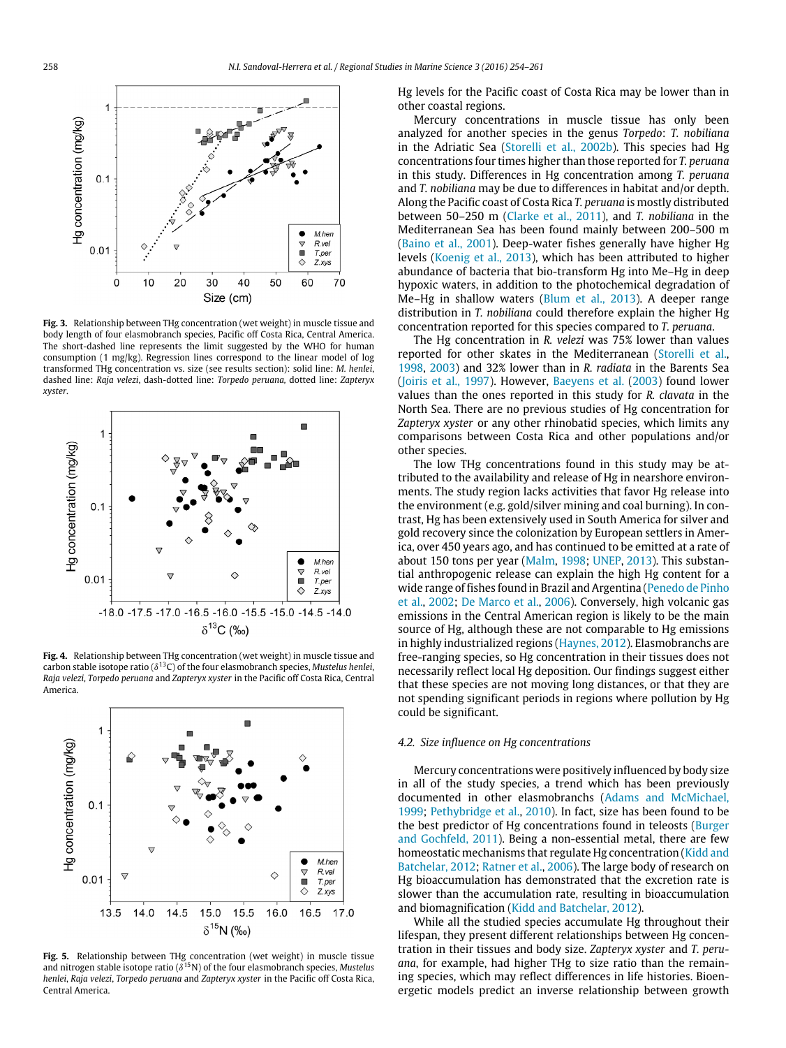Fig. 3. Relationship between THg concentration (wet weight) in muscle tissue and body length of four elasmobranch species, Pacific off Costa Rica, Central America. The short-dashed line represents the limit suggested by the WHO for human consumption (1 mg/kg). Regression lines correspond to the linear model of log transformed THg concentration vs. size (see results section): solid line: *M. henlei*, dashed line: *Raja velezi*, dash-dotted line: *Torpedo peruana*, dotted line: *Zapteryx xyster*.

Fig. 4. Relationship between THg concentration (wet weight) in muscle tissue and carbon stable isotope ratio ($\delta^{13}C$) of the four elasmobranch species, *Mustelus henlei*, *Raja velezi*, *Torpedo peruana* and *Zapteryx xyster* in the Pacific off Costa Rica, Central America.

Fig. 5. Relationship between THg concentration (wet weight) in muscle tissue and nitrogen stable isotope ratio ($\delta^{15}N$) of the four elasmobranch species, *Mustelus henlei*, *Raja velezi*, *Torpedo peruana* and *Zapteryx xyster* in the Pacific off Costa Rica, Central America.

Hg levels for the Pacific coast of Costa Rica may be lower than in other coastal regions.

Mercury concentrations in muscle tissue has only been analyzed for another species in the genus *Torpedo*: *T. nobiliana* in the Adriatic Sea (Storelli et al., 2002b). This species had Hg concentrations four times higher than those reported for *T. peruana* in this study. Differences in Hg concentration among *T. peruana* and *T. nobiliana* may be due to differences in habitat and/or depth. Along the Pacific coast of Costa Rica *T. peruana* is mostly distributed between 50–250 m (Clarke et al., 2011), and *T. nobiliana* in the Mediterranean Sea has been found mainly between 200–500 m (Baino et al., 2001). Deep-water fishes generally have higher Hg levels (Koenig et al., 2013), which has been attributed to higher abundance of bacteria that bio-transform Hg into Me–Hg in deep hypoxic waters, in addition to the photochemical degradation of Me–Hg in shallow waters (Blum et al., 2013). A deeper range distribution in *T. nobiliana* could therefore explain the higher Hg concentration reported for this species compared to *T. peruana*.

The Hg concentration in *R. velezi* was 75% lower than values reported for other skates in the Mediterranean (Storelli et al., 1998, 2003) and 32% lower than in *R. radiata* in the Barents Sea (Joiris et al., 1997). However, Baeyens et al. (2003) found lower values than the ones reported in this study for *R. clavata* in the North Sea. There are no previous studies of Hg concentration for *Zapteryx xyster* or any other rhinobatid species, which limits any comparisons between Costa Rica and other populations and/or other species.

The low THg concentrations found in this study may be attributed to the availability and release of Hg in nearshore environments. The study region lacks activities that favor Hg release into the environment (e.g. gold/silver mining and coal burning). In contrast, Hg has been extensively used in South America for silver and gold recovery since the colonization by European settlers in America, over 450 years ago, and has continued to be emitted at a rate of about 150 tons per year (Malm, 1998; UNEP, 2013). This substantial anthropogenic release can explain the high Hg content for a wide range of fishes found in Brazil and Argentina (Penedo de Pinho et al., 2002; De Marco et al., 2006). Conversely, high volcanic gas emissions in the Central American region is likely to be the main source of Hg, although these are not comparable to Hg emissions in highly industrialized regions (Haynes, 2012). Elasmobranchs are free-ranging species, so Hg concentration in their tissues does not necessarily reflect local Hg deposition. Our findings suggest either that these species are not moving long distances, or that they are not spending significant periods in regions where pollution by Hg could be significant.

### 4.2. Size influence on Hg concentrations

Mercury concentrations were positively influenced by body size in all of the study species, a trend which has been previously documented in other elasmobranchs (Adams and McMichael, 1999; Pethybridge et al., 2010). In fact, size has been found to be the best predictor of Hg concentrations found in teleosts (Burger and Gochfeld, 2011). Being a non-essential metal, there are few homeostatic mechanisms that regulate Hg concentration (Kidd and Batchelar, 2012; Ratner et al., 2006). The large body of research on Hg bioaccumulation has demonstrated that the excretion rate is slower than the accumulation rate, resulting in bioaccumulation and biomagnification (Kidd and Batchelar, 2012).

While all the studied species accumulate Hg throughout their lifespan, they present different relationships between Hg concentration in their tissues and body size. *Zapteryx xyster* and *T. peruana*, for example, had higher THg to size ratio than the remaining species, which may reflect differences in life histories. Bioenergetic models predict an inverse relationship between growth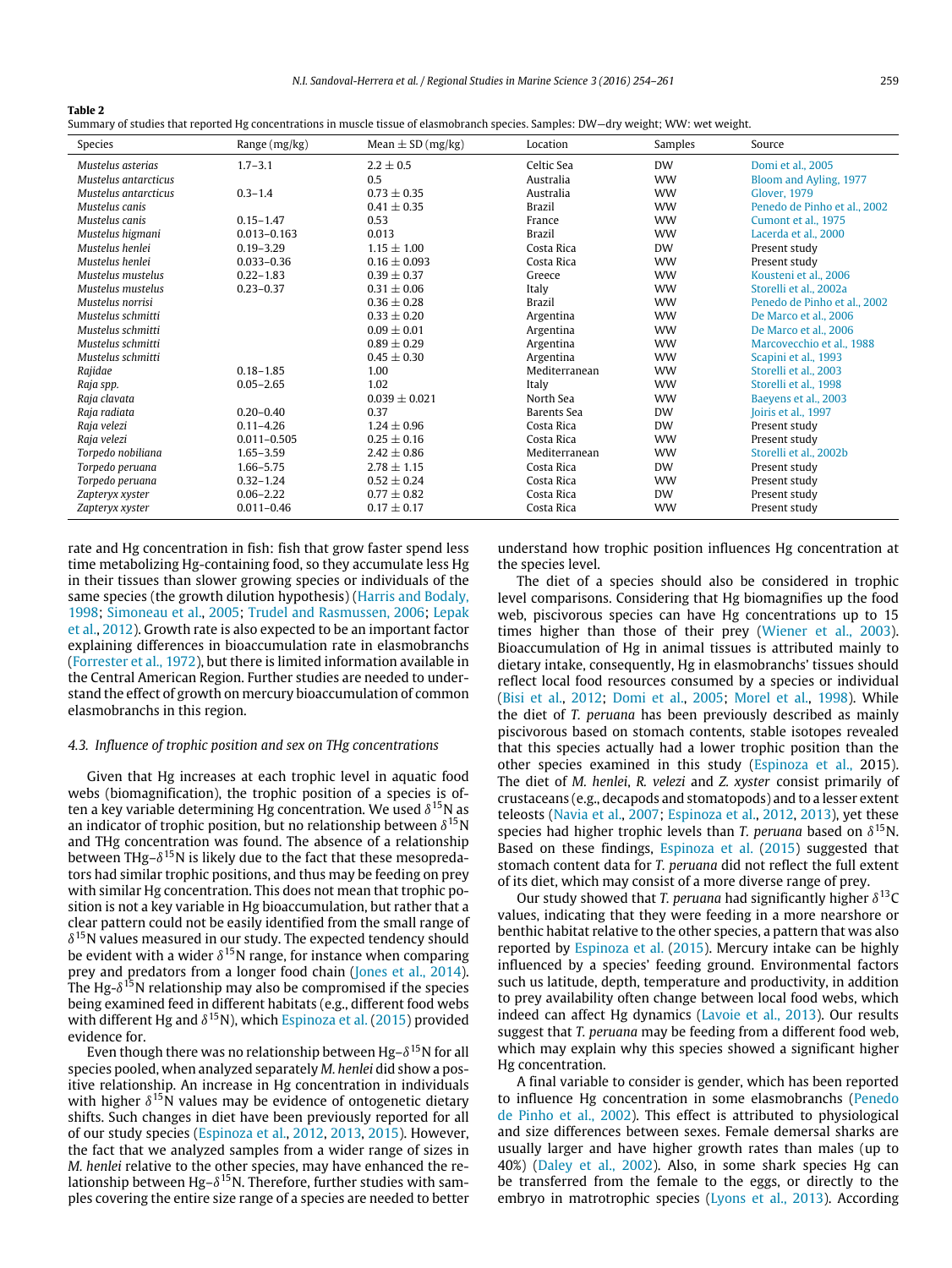**Table 2**
Summary of studies that reported Hg concentrations in muscle tissue of elasmobranch species. Samples: DW—dry weight; WW: wet weight.

| Species | Range (mg/kg) | Mean ± SD (mg/kg) | Location | Samples | Source |
|---|---|---|---|---|---|
| *Mustelus asterias* | 1.7–3.1 | 2.2 ± 0.5 | Celtic Sea | DW | Domi et al., 2005 |
| *Mustelus antarcticus* | | 0.5 | Australia | WW | Bloom and Ayling, 1977 |
| *Mustelus antarcticus* | 0.3–1.4 | 0.73 ± 0.35 | Australia | WW | Glover, 1979 |
| *Mustelus canis* | | 0.41 ± 0.35 | Brazil | WW | Penedo de Pinho et al., 2002 |
| *Mustelus canis* | 0.15–1.47 | 0.53 | France | WW | Cumont et al., 1975 |
| *Mustelus higmani* | 0.013–0.163 | 0.013 | Brazil | WW | Lacerda et al., 2000 |
| *Mustelus henlei* | 0.19–3.29 | 1.15 ± 1.00 | Costa Rica | DW | Present study |
| *Mustelus henlei* | 0.033–0.36 | 0.16 ± 0.093 | Costa Rica | WW | Present study |
| *Mustelus mustelus* | 0.22–1.83 | 0.39 ± 0.37 | Greece | WW | Kousteni et al., 2006 |
| *Mustelus mustelus* | 0.23–0.37 | 0.31 ± 0.06 | Italy | WW | Storelli et al., 2002a |
| *Mustelus norrisi* | | 0.36 ± 0.28 | Brazil | WW | Penedo de Pinho et al., 2002 |
| *Mustelus schmitti* | | 0.33 ± 0.20 | Argentina | WW | De Marco et al., 2006 |
| *Mustelus schmitti* | | 0.09 ± 0.01 | Argentina | WW | De Marco et al., 2006 |
| *Mustelus schmitti* | | 0.89 ± 0.29 | Argentina | WW | Marcovecchio et al., 1988 |
| *Mustelus schmitti* | | 0.45 ± 0.30 | Argentina | WW | Scapini et al., 1993 |
| *Rajidae* | 0.18–1.85 | 1.00 | Mediterranean | WW | Storelli et al., 2003 |
| *Raja spp.* | 0.05–2.65 | 1.02 | Italy | WW | Storelli et al., 1998 |
| *Raja clavata* | | 0.039 ± 0.021 | North Sea | WW | Baeyens et al., 2003 |
| *Raja radiata* | 0.20–0.40 | 0.37 | Barents Sea | DW | Joiris et al., 1997 |
| *Raja velezi* | 0.11–4.26 | 1.24 ± 0.96 | Costa Rica | DW | Present study |
| *Raja velezi* | 0.011–0.505 | 0.25 ± 0.16 | Costa Rica | WW | Present study |
| *Torpedo nobiliana* | 1.65–3.59 | 2.42 ± 0.86 | Mediterranean | WW | Storelli et al., 2002b |
| *Torpedo peruana* | 1.66–5.75 | 2.78 ± 1.15 | Costa Rica | DW | Present study |
| *Torpedo peruana* | 0.32–1.24 | 0.52 ± 0.24 | Costa Rica | WW | Present study |
| *Zapteryx xyster* | 0.06–2.22 | 0.77 ± 0.82 | Costa Rica | DW | Present study |
| *Zapteryx xyster* | 0.011–0.46 | 0.17 ± 0.17 | Costa Rica | WW | Present study |

rate and Hg concentration in fish: fish that grow faster spend less time metabolizing Hg-containing food, so they accumulate less Hg in their tissues than slower growing species or individuals of the same species (the growth dilution hypothesis) (Harris and Bodaly, 1998; Simoneau et al., 2005; Trudel and Rasmussen, 2006; Lepak et al., 2012). Growth rate is also expected to be an important factor explaining differences in bioaccumulation rate in elasmobranchs (Forrester et al., 1972), but there is limited information available in the Central American Region. Further studies are needed to understand the effect of growth on mercury bioaccumulation of common elasmobranchs in this region.

### 4.3. Influence of trophic position and sex on THg concentrations

Given that Hg increases at each trophic level in aquatic food webs (biomagnification), the trophic position of a species is often a key variable determining Hg concentration. We used $\delta^{15}$N as an indicator of trophic position, but no relationship between $\delta^{15}$N and THg concentration was found. The absence of a relationship between THg–$\delta^{15}$N is likely due to the fact that these mesopredators had similar trophic positions, and thus may be feeding on prey with similar Hg concentration. This does not mean that trophic position is not a key variable in Hg bioaccumulation, but rather that a clear pattern could not be easily identified from the small range of $\delta^{15}$N values measured in our study. The expected tendency should be evident with a wider $\delta^{15}$N range, for instance when comparing prey and predators from a longer food chain (Jones et al., 2014). The Hg-$\delta^{15}$N relationship may also be compromised if the species being examined feed in different habitats (e.g., different food webs with different Hg and $\delta^{15}$N), which Espinoza et al. (2015) provided evidence for.

Even though there was no relationship between Hg–$\delta^{15}$N for all species pooled, when analyzed separately *M. henlei* did show a positive relationship. An increase in Hg concentration in individuals with higher $\delta^{15}$N values may be evidence of ontogenetic dietary shifts. Such changes in diet have been previously reported for all of our study species (Espinoza et al., 2012, 2013, 2015). However, the fact that we analyzed samples from a wider range of sizes in *M. henlei* relative to the other species, may have enhanced the relationship between Hg–$\delta^{15}$N. Therefore, further studies with samples covering the entire size range of a species are needed to better understand how trophic position influences Hg concentration at the species level.

The diet of a species should also be considered in trophic level comparisons. Considering that Hg biomagnifies up the food web, piscivorous species can have Hg concentrations up to 15 times higher than those of their prey (Wiener et al., 2003). Bioaccumulation of Hg in animal tissues is attributed mainly to dietary intake, consequently, Hg in elasmobranchs' tissues should reflect local food resources consumed by a species or individual (Bisi et al., 2012; Domi et al., 2005; Morel et al., 1998). While the diet of *T. peruana* has been previously described as mainly piscivorous based on stomach contents, stable isotopes revealed that this species actually had a lower trophic position than the other species examined in this study (Espinoza et al., 2015). The diet of *M. henlei*, *R. velezi* and *Z. xyster* consist primarily of crustaceans (e.g., decapods and stomatopods) and to a lesser extent teleosts (Navia et al., 2007; Espinoza et al., 2012, 2013), yet these species had higher trophic levels than *T. peruana* based on $\delta^{15}$N. Based on these findings, Espinoza et al. (2015) suggested that stomach content data for *T. peruana* did not reflect the full extent of its diet, which may consist of a more diverse range of prey.

Our study showed that *T. peruana* had significantly higher $\delta^{13}$C values, indicating that they were feeding in a more nearshore or benthic habitat relative to the other species, a pattern that was also reported by Espinoza et al. (2015). Mercury intake can be highly influenced by a species' feeding ground. Environmental factors such us latitude, depth, temperature and productivity, in addition to prey availability often change between local food webs, which indeed can affect Hg dynamics (Lavoie et al., 2013). Our results suggest that *T. peruana* may be feeding from a different food web, which may explain why this species showed a significant higher Hg concentration.

A final variable to consider is gender, which has been reported to influence Hg concentration in some elasmobranchs (Penedo de Pinho et al., 2002). This is attributed to physiological and size differences between sexes. Female demersal sharks are usually larger and have higher growth rates than males (up to 40%) (Daley et al., 2002). Also, in some shark species Hg can be transferred from the female to the eggs, or directly to the embryo in matrotrophic species (Lyons et al., 2013). According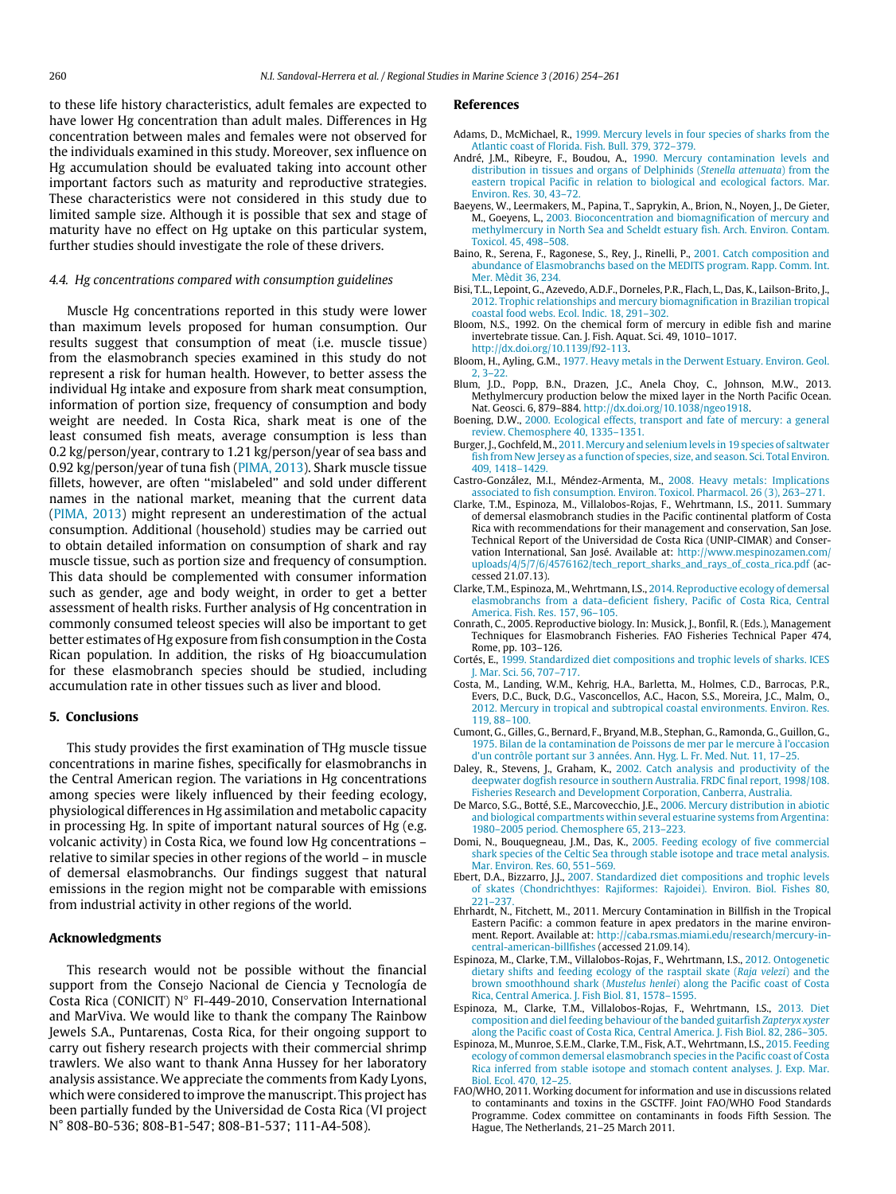to these life history characteristics, adult females are expected to have lower Hg concentration than adult males. Differences in Hg concentration between males and females were not observed for the individuals examined in this study. Moreover, sex influence on Hg accumulation should be evaluated taking into account other important factors such as maturity and reproductive strategies. These characteristics were not considered in this study due to limited sample size. Although it is possible that sex and stage of maturity have no effect on Hg uptake on this particular system, further studies should investigate the role of these drivers.

### 4.4. Hg concentrations compared with consumption guidelines

Muscle Hg concentrations reported in this study were lower than maximum levels proposed for human consumption. Our results suggest that consumption of meat (i.e. muscle tissue) from the elasmobranch species examined in this study do not represent a risk for human health. However, to better assess the individual Hg intake and exposure from shark meat consumption, information of portion size, frequency of consumption and body weight are needed. In Costa Rica, shark meat is one of the least consumed fish meats, average consumption is less than 0.2 kg/person/year, contrary to 1.21 kg/person/year of sea bass and 0.92 kg/person/year of tuna fish (PIMA, 2013). Shark muscle tissue fillets, however, are often "mislabeled" and sold under different names in the national market, meaning that the current data (PIMA, 2013) might represent an underestimation of the actual consumption. Additional (household) studies may be carried out to obtain detailed information on consumption of shark and ray muscle tissue, such as portion size and frequency of consumption. This data should be complemented with consumer information such as gender, age and body weight, in order to get a better assessment of health risks. Further analysis of Hg concentration in commonly consumed teleost species will also be important to get better estimates of Hg exposure from fish consumption in the Costa Rican population. In addition, the risks of Hg bioaccumulation for these elasmobranch species should be studied, including accumulation rate in other tissues such as liver and blood.

## 5. Conclusions

This study provides the first examination of THg muscle tissue concentrations in marine fishes, specifically for elasmobranchs in the Central American region. The variations in Hg concentrations among species were likely influenced by their feeding ecology, physiological differences in Hg assimilation and metabolic capacity in processing Hg. In spite of important natural sources of Hg (e.g. volcanic activity) in Costa Rica, we found low Hg concentrations – relative to similar species in other regions of the world – in muscle of demersal elasmobranchs. Our findings suggest that natural emissions in the region might not be comparable with emissions from industrial activity in other regions of the world.

## Acknowledgments

This research would not be possible without the financial support from the Consejo Nacional de Ciencia y Tecnología de Costa Rica (CONICIT) N° FI-449-2010, Conservation International and MarViva. We would like to thank the company The Rainbow Jewels S.A., Puntarenas, Costa Rica, for their ongoing support to carry out fishery research projects with their commercial shrimp trawlers. We also want to thank Anna Hussey for her laboratory analysis assistance. We appreciate the comments from Kady Lyons, which were considered to improve the manuscript. This project has been partially funded by the Universidad de Costa Rica (VI project N° 808-B0-536; 808-B1-547; 808-B1-537; 111-A4-508).

## References

Adams, D., McMichael, R., 1999. Mercury levels in four species of sharks from the Atlantic coast of Florida. Fish. Bull. 379, 372–379.

André, J.M., Ribeyre, F., Boudou, A., 1990. Mercury contamination levels and distribution in tissues and organs of Delphinids (*Stenella attenuata*) from the eastern tropical Pacific in relation to biological and ecological factors. Mar. Environ. Res. 30, 43–72.

Baeyens, W., Leermakers, M., Papina, T., Saprykin, A., Brion, N., Noyen, J., De Gieter, M., Goeyens, L., 2003. Bioconcentration and biomagnification of mercury and methylmercury in North Sea and Scheldt estuary fish. Arch. Environ. Contam. Toxicol. 45, 498–508.

Baino, R., Serena, F., Ragonese, S., Rey, J., Rinelli, P., 2001. Catch composition and abundance of Elasmobranchs based on the MEDITS program. Rapp. Comm. Int. Mer. Mèdit 36, 234.

Bisi, T.L., Lepoint, G., Azevedo, A.D.F., Dorneles, P.R., Flach, L., Das, K., Lailson-Brito, J., 2012. Trophic relationships and mercury biomagnification in Brazilian tropical coastal food webs. Ecol. Indic. 18, 291–302.

Bloom, N.S., 1992. On the chemical form of mercury in edible fish and marine invertebrate tissue. Can. J. Fish. Aquat. Sci. 49, 1010–1017. http://dx.doi.org/10.1139/f92-113.

Bloom, H., Ayling, G.M., 1977. Heavy metals in the Derwent Estuary. Environ. Geol. 2, 3–22.

Blum, J.D., Popp, B.N., Drazen, J.C., Anela Choy, C., Johnson, M.W., 2013. Methylmercury production below the mixed layer in the North Pacific Ocean. Nat. Geosci. 6, 879–884. http://dx.doi.org/10.1038/ngeo1918.

Boening, D.W., 2000. Ecological effects, transport and fate of mercury: a general review. Chemosphere 40, 1335–1351.

Burger, J., Gochfeld, M., 2011. Mercury and selenium levels in 19 species of saltwater fish from New Jersey as a function of species, size, and season. Sci. Total Environ. 409, 1418–1429.

Castro-González, M.I., Méndez-Armenta, M., 2008. Heavy metals: Implications associated to fish consumption. Environ. Toxicol. Pharmacol. 26 (3), 263–271.

Clarke, T.M., Espinoza, M., Villalobos-Rojas, F., Wehrtmann, I.S., 2011. Summary of demersal elasmobranch studies in the Pacific continental platform of Costa Rica with recommendations for their management and conservation, San Jose. Technical Report of the Universidad de Costa Rica (UNIP-CIMAR) and Conservation International, San José. Available at: http://www.mespinozamen.com/uploads/4/5/7/6/4576162/tech_report_sharks_and_rays_of_costa_rica.pdf (accessed 21.07.13).

Clarke, T.M., Espinoza, M., Wehrtmann, I.S., 2014. Reproductive ecology of demersal elasmobranchs from a data-deficient fishery, Pacific of Costa Rica, Central America. Fish. Res. 157, 96–105.

Conrath, C., 2005. Reproductive biology. In: Musick, J., Bonfil, R. (Eds.), Management Techniques for Elasmobranch Fisheries. FAO Fisheries Technical Paper 474, Rome, pp. 103–126.

Cortés, E., 1999. Standardized diet compositions and trophic levels of sharks. ICES J. Mar. Sci. 56, 707–717.

Costa, M., Landing, W.M., Kehrig, H.A., Barletta, M., Holmes, C.D., Barrocas, P.R., Evers, D.C., Buck, D.G., Vasconcellos, A.C., Hacon, S.S., Moreira, J.C., Malm, O., 2012. Mercury in tropical and subtropical coastal environments. Environ. Res. 119, 88–100.

Cumont, G., Gilles, G., Bernard, F., Bryand, M.B., Stephan, G., Ramonda, G., Guillon, G., 1975. Bilan de la contamination de Poissons de mer par le mercure à l'occasion d'un contrôle portant sur 3 années. Ann. Hyg. L. Fr. Med. Nut. 11, 17–25.

Daley, R., Stevens, J., Graham, K., 2002. Catch analysis and productivity of the deepwater dogfish resource in southern Australia. FRDC final report, 1998/108. Fisheries Research and Development Corporation, Canberra, Australia.

De Marco, S.G., Botté, S.E., Marcovecchio, J.E., 2006. Mercury distribution in abiotic and biological compartments within several estuarine systems from Argentina: 1980–2005 period. Chemosphere 65, 213–223.

Domi, N., Bouquegneau, J.M., Das, K., 2005. Feeding ecology of five commercial shark species of the Celtic Sea through stable isotope and trace metal analysis. Mar. Environ. Res. 60, 551–569.

Ebert, D.A., Bizzarro, J.J., 2007. Standardized diet compositions and trophic levels of skates (Chondrichthyes: Rajiformes: Rajoidei). Environ. Biol. Fishes 80, 221–237.

Ehrhardt, N., Fitchett, M., 2011. Mercury Contamination in Billfish in the Tropical Eastern Pacific: a common feature in apex predators in the marine environment. Report. Available at: http://caba.rsmas.miami.edu/research/mercury-in-central-american-billfishes (accessed 21.09.14).

Espinoza, M., Clarke, T.M., Villalobos-Rojas, F., Wehrtmann, I.S., 2012. Ontogenetic dietary shifts and feeding ecology of the rasptail skate (*Raja velezi*) and the brown smoothhound shark (*Mustelus henlei*) along the Pacific coast of Costa Rica, Central America. J. Fish Biol. 81, 1578–1595.

Espinoza, M., Clarke, T.M., Villalobos-Rojas, F., Wehrtmann, I.S., 2013. Diet composition and diel feeding behaviour of the banded guitarfish *Zapteryx xyster* along the Pacific coast of Costa Rica, Central America. J. Fish Biol. 82, 286–305.

Espinoza, M., Munroe, S.E.M., Clarke, T.M., Fisk, A.T., Wehrtmann, I.S., 2015. Feeding ecology of common demersal elasmobranch species in the Pacific coast of Costa Rica inferred from stable isotope and stomach content analyses. J. Exp. Mar. Biol. Ecol. 470, 12–25.

FAO/WHO, 2011. Working document for information and use in discussions related to contaminants and toxins in the GSCTFF. Joint FAO/WHO Food Standards Programme. Codex committee on contaminants in foods Fifth Session. The Hague, The Netherlands, 21–25 March 2011.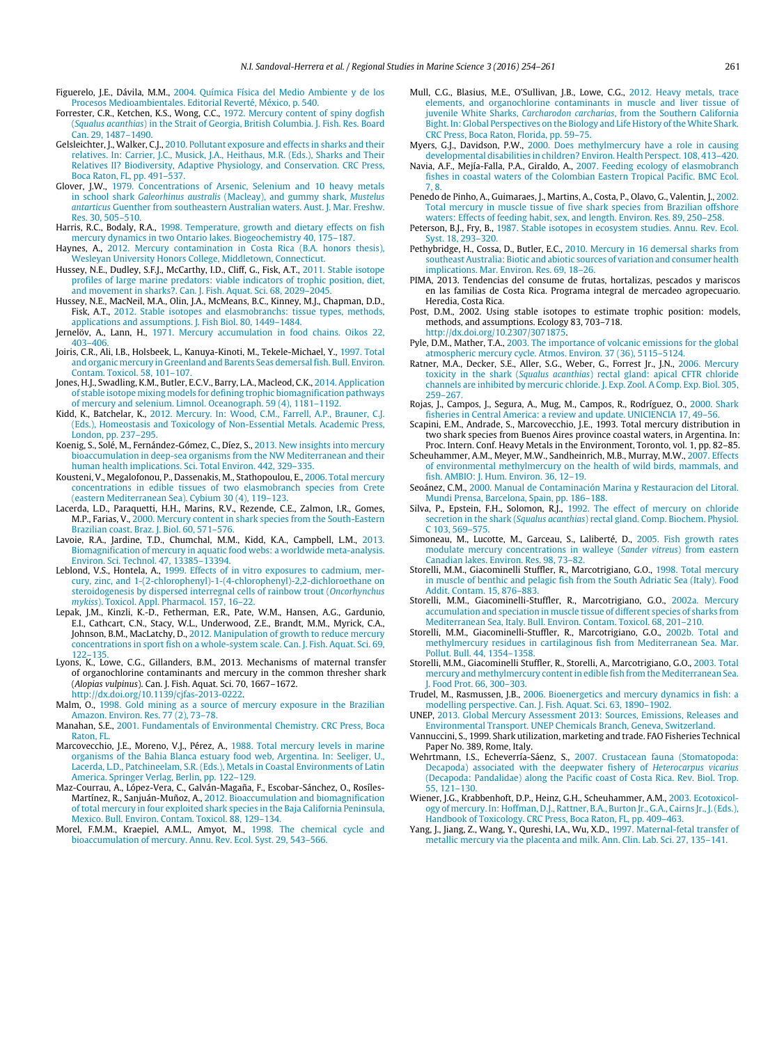Figuerelo, J.E., Dávila, M.M., 2004. Química Física del Medio Ambiente y de los Procesos Medioambientales. Editorial Reverté, México, p. 540.

Forrester, C.R., Ketchen, K.S., Wong, C.C., 1972. Mercury content of spiny dogfish (*Squalus acanthias*) in the Strait of Georgia, British Columbia. J. Fish. Res. Board Can. 29, 1487–1490.

Gelsleichter, J., Walker, C.J., 2010. Pollutant exposure and effects in sharks and their relatives. In: Carrier, J.C., Musick, J.A., Heithaus, M.R. (Eds.), Sharks and Their Relatives II? Biodiversity, Adaptive Physiology, and Conservation. CRC Press, Boca Raton, FL, pp. 491–537.

Glover, J.W., 1979. Concentrations of Arsenic, Selenium and 10 heavy metals in school shark *Galeorhinus australis* (Macleay), and gummy shark, *Mustelus antarticus* Guenther from southeastern Australian waters. Aust. J. Mar. Freshw. Res. 30, 505–510.

Harris, R.C., Bodaly, R.A., 1998. Temperature, growth and dietary effects on fish mercury dynamics in two Ontario lakes. Biogeochemistry 40, 175–187.

Haynes, A., 2012. Mercury contamination in Costa Rica (B.A. honors thesis), Wesleyan University Honors College, Middletown, Connecticut.

Hussey, N.E., Dudley, S.F.J., McCarthy, I.D., Cliff, G., Fisk, A.T., 2011. Stable isotope profiles of large marine predators: viable indicators of trophic position, diet, and movement in sharks?. Can. J. Fish. Aquat. Sci. 68, 2029–2045.

Hussey, N.E., MacNeil, M.A., Olin, J.A., McMeans, B.C., Kinney, M.J., Chapman, D.D., Fisk, A.T., 2012. Stable isotopes and elasmobranchs: tissue types, methods, applications and assumptions. J. Fish Biol. 80, 1449–1484.

Jernelöv, A., Lann, H., 1971. Mercury accumulation in food chains. Oikos 22, 403–406.

Joiris, C.R., Ali, I.B., Holsbeek, L., Kanuya-Kinoti, M., Tekele-Michael, Y., 1997. Total and organic mercury in Greenland and Barents Seas demersal fish. Bull. Environ. Contam. Toxicol. 58, 101–107.

Jones, H.J., Swadling, K.M., Butler, E.C.V., Barry, L.A., Macleod, C.K., 2014. Application of stable isotope mixing models for defining trophic biomagnification pathways of mercury and selenium. Limnol. Oceanograph. 59 (4), 1181–1192.

Kidd, K., Batchelar, K., 2012. Mercury. In: Wood, C.M., Farrell, A.P., Brauner, C.J. (Eds.), Homeostasis and Toxicology of Non-Essential Metals. Academic Press, London, pp. 237–295.

Koenig, S., Solé, M., Fernández-Gómez, C., Díez, S., 2013. New insights into mercury bioaccumulation in deep-sea organisms from the NW Mediterranean and their human health implications. Sci. Total Environ. 442, 329–335.

Kousteni, V., Megalofonou, P., Dassenakis, M., Stathopoulou, E., 2006. Total mercury concentrations in edible tissues of two elasmobranch species from Crete (eastern Mediterranean Sea). Cybium 30 (4), 119–123.

Lacerda, L.D., Paraquetti, H.H., Marins, R.V., Rezende, C.E., Zalmon, I.R., Gomes, M.P., Farias, V., 2000. Mercury content in shark species from the South-Eastern Brazilian coast. Braz. J. Biol. 60, 571–576.

Lavoie, R.A., Jardine, T.D., Chumchal, M.M., Kidd, K.A., Campbell, L.M., 2013. Biomagnification of mercury in aquatic food webs: a worldwide meta-analysis. Environ. Sci. Technol. 47, 13385–13394.

Leblond, V.S., Hontela, A., 1999. Effects of in vitro exposures to cadmium, mercury, zinc, and 1-(2-chlorophenyl)-1-(4-chlorophenyl)-2,2-dichloroethane on steroidogenesis by dispersed interrenal cells of rainbow trout (*Oncorhynchus mykiss*). Toxicol. Appl. Pharmacol. 157, 16–22.

Lepak, J.M., Kinzli, K.-D., Fetherman, E.R., Pate, W.M., Hansen, A.G., Gardunio, E.I., Cathcart, C.N., Stacy, W.L., Underwood, Z.E., Brandt, M.M., Myrick, C.A., Johnson, B.M., MacLatchy, D., 2012. Manipulation of growth to reduce mercury concentrations in sport fish on a whole-system scale. Can. J. Fish. Aquat. Sci. 69, 122–135.

Lyons, K., Lowe, C.G., Gillanders, B.M., 2013. Mechanisms of maternal transfer of organochlorine contaminants and mercury in the common thresher shark (*Alopias vulpinus*). Can. J. Fish. Aquat. Sci. 70, 1667–1672. http://dx.doi.org/10.1139/cjfas-2013-0222.

Malm, O., 1998. Gold mining as a source of mercury exposure in the Brazilian Amazon. Environ. Res. 77 (2), 73–78.

Manahan, S.E., 2001. Fundamentals of Environmental Chemistry. CRC Press, Boca Raton, FL.

Marcovecchio, J.E., Moreno, V.J., Pérez, A., 1988. Total mercury levels in marine organisms of the Bahia Blanca estuary food web, Argentina. In: Seeliger, U., Lacerda, L.D., Patchineelam, S.R. (Eds.), Metals in Coastal Environments of Latin America. Springer Verlag, Berlin, pp. 122–129.

Maz-Courrau, A., López-Vera, C., Galván-Magaña, F., Escobar-Sánchez, O., Rosíles-Martínez, R., Sanjuán-Muñoz, A., 2012. Bioaccumulation and biomagnification of total mercury in four exploited shark species in the Baja California Peninsula, Mexico. Bull. Environ. Contam. Toxicol. 88, 129–134.

Morel, F.M.M., Kraepiel, A.M.L., Amyot, M., 1998. The chemical cycle and bioaccumulation of mercury. Annu. Rev. Ecol. Syst. 29, 543–566.

Mull, C.G., Blasius, M.E., O'Sullivan, J.B., Lowe, C.G., 2012. Heavy metals, trace elements, and organochlorine contaminants in muscle and liver tissue of juvenile White Sharks, *Carcharodon carcharias*, from the Southern California Bight. In: Global Perspectives on the Biology and Life History of the White Shark. CRC Press, Boca Raton, Florida, pp. 59–75.

Myers, G.J., Davidson, P.W., 2000. Does methylmercury have a role in causing developmental disabilities in children? Environ. Health Perspect. 108, 413–420.

Navia, A.F., Mejía-Falla, P.A., Giraldo, A., 2007. Feeding ecology of elasmobranch fishes in coastal waters of the Colombian Eastern Tropical Pacific. BMC Ecol. 7, 8.

Penedo de Pinho, A., Guimaraes, J., Martins, A., Costa, P., Olavo, G., Valentin, J., 2002. Total mercury in muscle tissue of five shark species from Brazilian offshore waters: Effects of feeding habit, sex, and length. Environ. Res. 89, 250–258.

Peterson, B.J., Fry, B., 1987. Stable isotopes in ecosystem studies. Annu. Rev. Ecol. Syst. 18, 293–320.

Pethybridge, H., Cossa, D., Butler, E.C., 2010. Mercury in 16 demersal sharks from southeast Australia: Biotic and abiotic sources of variation and consumer health implications. Mar. Environ. Res. 69, 18–26.

PIMA, 2013. Tendencias del consume de frutas, hortalizas, pescados y mariscos en las familias de Costa Rica. Programa integral de mercadeo agropecuario. Heredia, Costa Rica.

Post, D.M., 2002. Using stable isotopes to estimate trophic position: models, methods, and assumptions. Ecology 83, 703–718. http://dx.doi.org/10.2307/3071875.

Pyle, D.M., Mather, T.A., 2003. The importance of volcanic emissions for the global atmospheric mercury cycle. Atmos. Environ. 37 (36), 5115–5124.

Ratner, M.A., Decker, S.E., Aller, S.G., Weber, G., Forrest Jr., J.N., 2006. Mercury toxicity in the shark (*Squalus acanthias*) rectal gland: apical CFTR chloride channels are inhibited by mercuric chloride. J. Exp. Zool. A Comp. Exp. Biol. 305, 259–267.

Rojas, J., Campos, J., Segura, A., Mug, M., Campos, R., Rodríguez, O., 2000. Shark fisheries in Central America: a review and update. UNICIENCIA 17, 49–56.

Scapini, E.M., Andrade, S., Marcovecchio, J.E., 1993. Total mercury distribution in two shark species from Buenos Aires province coastal waters, in Argentina. In: Proc. Intern. Conf. Heavy Metals in the Environment, Toronto, vol. 1, pp. 82–85.

Scheuhammer, A.M., Meyer, M.W., Sandheinrich, M.B., Murray, M.W., 2007. Effects of environmental methylmercury on the health of wild birds, mammals, and fish. AMBIO: J. Hum. Environ. 36, 12–19.

Seoánez, C.M., 2000. Manual de Contaminación Marina y Restauracion del Litoral. Mundi Prensa, Barcelona, Spain, pp. 186–188.

Silva, P., Epstein, F.H., Solomon, R.J., 1992. The effect of mercury on chloride secretion in the shark (*Squalus acanthias*) rectal gland. Comp. Biochem. Physiol. C 103, 569–575.

Simoneau, M., Lucotte, M., Garceau, S., Laliberté, D., 2005. Fish growth rates modulate mercury concentrations in walleye (*Sander vitreus*) from eastern Canadian lakes. Environ. Res. 98, 73–82.

Storelli, M.M., Giacominelli Stuffler, R., Marcotrigiano, G.O., 1998. Total mercury in muscle of benthic and pelagic fish from the South Adriatic Sea (Italy). Food Addit. Contam. 15, 876–883.

Storelli, M.M., Giacominelli-Stuffler, R., Marcotrigiano, G.O., 2002a. Mercury accumulation and speciation in muscle tissue of different species of sharks from Mediterranean Sea, Italy. Bull. Environ. Contam. Toxicol. 68, 201–210.

Storelli, M.M., Giacominelli-Stuffler, R., Marcotrigiano, G.O., 2002b. Total and methylmercury residues in cartilaginous fish from Mediterranean Sea. Mar. Pollut. Bull. 44, 1354–1358.

Storelli, M.M., Giacominelli Stuffler, R., Storelli, A., Marcotrigiano, G.O., 2003. Total mercury and methylmercury content in edible fish from the Mediterranean Sea. J. Food Prot. 66, 300–303.

Trudel, M., Rasmussen, J.B., 2006. Bioenergetics and mercury dynamics in fish: a modelling perspective. Can. J. Fish. Aquat. Sci. 63, 1890–1902.

UNEP, 2013. Global Mercury Assessment 2013: Sources, Emissions, Releases and Environmental Transport. UNEP Chemicals Branch, Geneva, Switzerland.

Vannuccini, S., 1999. Shark utilization, marketing and trade. FAO Fisheries Technical Paper No. 389, Rome, Italy.

Wehrtmann, I.S., Echeverría-Sáenz, S., 2007. Crustacean fauna (Stomatopoda: Decapoda) associated with the deepwater fishery of *Heterocarpus vicarius* (Decapoda: Pandalidae) along the Pacific coast of Costa Rica. Rev. Biol. Trop. 55, 121–130.

Wiener, J.G., Krabbenhoft, D.P., Heinz, G.H., Scheuhammer, A.M., 2003. Ecotoxicology of mercury. In: Hoffman, D.J., Rattner, B.A., Burton Jr., G.A., Cairns Jr., J. (Eds.), Handbook of Toxicology. CRC Press, Boca Raton, FL, pp. 409–463.

Yang, J., Jiang, Z., Wang, Y., Qureshi, I.A., Wu, X.D., 1997. Maternal-fetal transfer of metallic mercury via the placenta and milk. Ann. Clin. Lab. Sci. 27, 135–141.